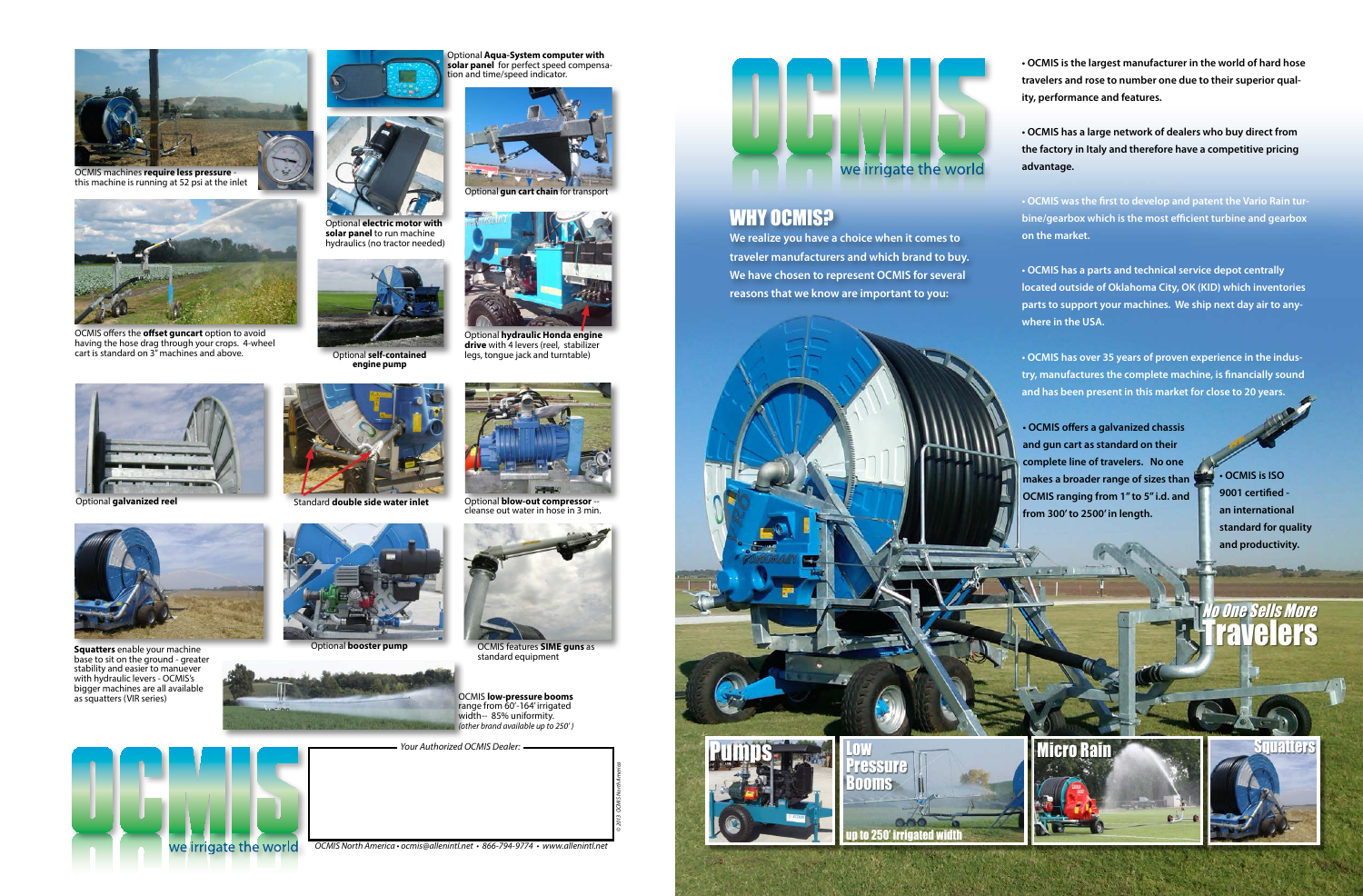OCMIS machines **require less pressure** - this machine is running at 52 psi at the inlet

Optional **Aqua-System computer with solar panel** for perfect speed compensation and time/speed indicator.

Optional **electric motor with solar panel** to run machine hydraulics (no tractor needed)

Optional **gun cart chain** for transport

OCMIS offers the **offset guncart** option to avoid having the hose drag through your crops. 4-wheel cart is standard on 3" machines and above.

Optional **self-contained engine pump**

Optional **hydraulic Honda engine drive** with 4 levers (reel, stabilizer legs, tongue jack and turntable)

Optional **galvanized reel**

Standard **double side water inlet**

Optional **blow-out compressor** -- cleanse out water in hose in 3 min.

**Squatters** enable your machine base to sit on the ground - greater stability and easier to manuever with hydraulic levers - OCMIS's bigger machines are all available as squatters (VIR series)

Optional **booster pump**

OCMIS features **SIME guns** as standard equipment

OCMIS **low-pressure booms** range from 60'-164' irrigated width-- 85% uniformity. *(other brand available up to 250' )*

OCMIS

we irrigate the world

*Your Authorized OCMIS Dealer:*

*OCMIS North America • ocmis@allenintl.net • 866-794-9774 • www.allenintl.net*

*© 2013 OCMIS North America*

OCMIS

we irrigate the world

## WHY OCMIS?

**We realize you have a choice when it comes to traveler manufacturers and which brand to buy. We have chosen to represent OCMIS for several reasons that we know are important to you:**

- **OCMIS is the largest manufacturer in the world of hard hose travelers and rose to number one due to their superior quality, performance and features.**
- **OCMIS has a large network of dealers who buy direct from the factory in Italy and therefore have a competitive pricing advantage.**
- **OCMIS was the first to develop and patent the Vario Rain turbine/gearbox which is the most efficient turbine and gearbox on the market.**
- **OCMIS has a parts and technical service depot centrally located outside of Oklahoma City, OK (KID) which inventories parts to support your machines. We ship next day air to anywhere in the USA.**
- **OCMIS has over 35 years of proven experience in the industry, manufactures the complete machine, is financially sound and has been present in this market for close to 20 years.**
- **OCMIS offers a galvanized chassis and gun cart as standard on their complete line of travelers. No one makes a broader range of sizes than OCMIS ranging from 1" to 5" i.d. and from 300' to 2500' in length.**
- **OCMIS is ISO 9001 certified - an international standard for quality and productivity.**

*No One Sells More*

**Travelers**

Pumps

Low Pressure Booms

up to 250' irrigated width

Micro Rain

Squatters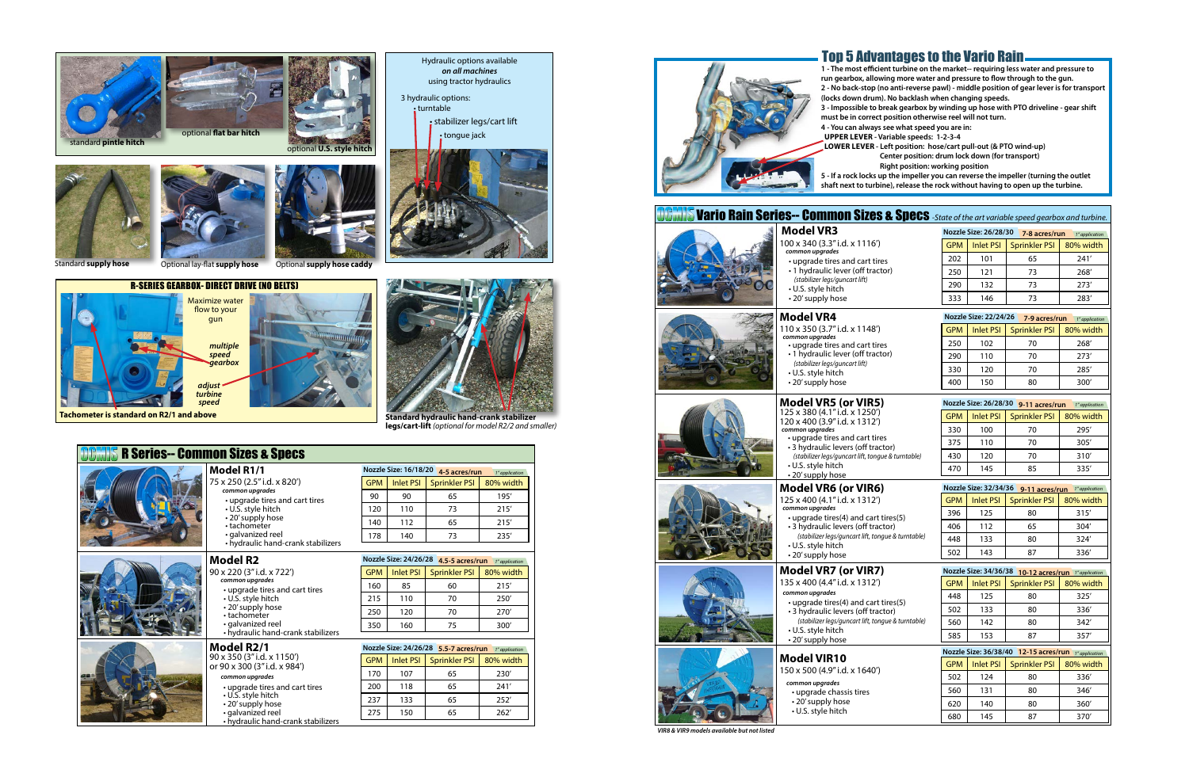standard **pintle hitch**

optional **flat bar hitch**

optional **U.S. style hitch**

Standard **supply hose**

Optional lay-flat **supply hose**

Optional **supply hose caddy**

Hydraulic options available
***on all machines***
using tractor hydraulics

3 hydraulic options:
- turntable
- stabilizer legs/cart lift
- tongue jack

## R-SERIES GEARBOX- DIRECT DRIVE (NO BELTS)

Maximize water flow to your gun

*multiple speed gearbox*

*adjust turbine speed*

**Tachometer is standard on R2/1 and above**

**Standard hydraulic hand-crank stabilizer legs/cart-lift** *(optional for model R2/2 and smaller)*

## OCMIS R Series-- Common Sizes & Specs

### Model R1/1

75 x 250 (2.5" i.d. x 820')

*common upgrades*
- upgrade tires and cart tires
- U.S. style hitch
- 20' supply hose
- tachometer
- galvanized reel
- hydraulic hand-crank stabilizers

Nozzle Size: 16/18/20 — 4-5 acres/run — 1" application

| GPM | Inlet PSI | Sprinkler PSI | 80% width |
|---|---|---|---|
| 90 | 90 | 65 | 195' |
| 120 | 110 | 73 | 215' |
| 140 | 112 | 65 | 215' |
| 178 | 140 | 73 | 235' |

### Model R2

90 x 220 (3" i.d. x 722')

*common upgrades*
- upgrade tires and cart tires
- U.S. style hitch
- 20' supply hose
- tachometer
- galvanized reel
- hydraulic hand-crank stabilizers

Nozzle Size: 24/26/28 — 4.5-5 acres/run — 1" application

| GPM | Inlet PSI | Sprinkler PSI | 80% width |
|---|---|---|---|
| 160 | 85 | 60 | 215' |
| 215 | 110 | 70 | 250' |
| 250 | 120 | 70 | 270' |
| 350 | 160 | 75 | 300' |

### Model R2/1

90 x 350 (3" i.d. x 1150')
or 90 x 300 (3" i.d. x 984')

*common upgrades*
- upgrade tires and cart tires
- U.S. style hitch
- 20' supply hose
- galvanized reel
- hydraulic hand-crank stabilizers

Nozzle Size: 24/26/28 — 5.5-7 acres/run — 1" application

| GPM | Inlet PSI | Sprinkler PSI | 80% width |
|---|---|---|---|
| 170 | 107 | 65 | 230' |
| 200 | 118 | 65 | 241' |
| 237 | 133 | 65 | 252' |
| 275 | 150 | 65 | 262' |

## Top 5 Advantages to the Vario Rain

**1 - The most efficient turbine on the market-- requiring less water and pressure to run gearbox, allowing more water and pressure to flow through to the gun.**

**2 - No back-stop (no anti-reverse pawl) - middle position of gear lever is for transport (locks down drum). No backlash when changing speeds.**

**3 - Impossible to break gearbox by winding up hose with PTO driveline - gear shift must be in correct position otherwise reel will not turn.**

**4 - You can always see what speed you are in:**
**UPPER LEVER - Variable speeds: 1-2-3-4**
**LOWER LEVER - Left position: hose/cart pull-out (& PTO wind-up)**
**Center position: drum lock down (for transport)**
**Right position: working position**

**5 - If a rock locks up the impeller you can reverse the impeller (turning the outlet shaft next to turbine), release the rock without having to open up the turbine.**

## OCMIS Vario Rain Series-- Common Sizes & Specs

*-State of the art variable speed gearbox and turbine.*

### Model VR3

100 x 340 (3.3" i.d. x 1116')

*common upgrades*
- upgrade tires and cart tires
- 1 hydraulic lever (off tractor) *(stabilizer legs/guncart lift)*
- U.S. style hitch
- 20' supply hose

Nozzle Size: 26/28/30 — 7-8 acres/run — 1" application

| GPM | Inlet PSI | Sprinkler PSI | 80% width |
|---|---|---|---|
| 202 | 101 | 65 | 241' |
| 250 | 121 | 73 | 268' |
| 290 | 132 | 73 | 273' |
| 333 | 146 | 73 | 283' |

### Model VR4

110 x 350 (3.7" i.d. x 1148')

*common upgrades*
- upgrade tires and cart tires
- 1 hydraulic lever (off tractor) *(stabilizer legs/guncart lift)*
- U.S. style hitch
- 20' supply hose

Nozzle Size: 22/24/26 — 7-9 acres/run — 1" application

| GPM | Inlet PSI | Sprinkler PSI | 80% width |
|---|---|---|---|
| 250 | 102 | 70 | 268' |
| 290 | 110 | 70 | 273' |
| 330 | 120 | 70 | 285' |
| 400 | 150 | 80 | 300' |

### Model VR5 (or VIR5)

125 x 380 (4.1" i.d. x 1250')
120 x 400 (3.9" i.d. x 1312')

*common upgrades*
- upgrade tires and cart tires
- 3 hydraulic levers (off tractor) *(stabilizer legs/guncart lift, tongue & turntable)*
- U.S. style hitch
- 20' supply hose

Nozzle Size: 26/28/30 — 9-11 acres/run — 1" application

| GPM | Inlet PSI | Sprinkler PSI | 80% width |
|---|---|---|---|
| 330 | 100 | 70 | 295' |
| 375 | 110 | 70 | 305' |
| 430 | 120 | 70 | 310' |
| 470 | 145 | 85 | 335' |

### Model VR6 (or VIR6)

125 x 400 (4.1" i.d. x 1312')

*common upgrades*
- upgrade tires(4) and cart tires(5)
- 3 hydraulic levers (off tractor) *(stabilizer legs/guncart lift, tongue & turntable)*
- U.S. style hitch
- 20' supply hose

Nozzle Size: 32/34/36 — 9-11 acres/run — 1" application

| GPM | Inlet PSI | Sprinkler PSI | 80% width |
|---|---|---|---|
| 396 | 125 | 80 | 315' |
| 406 | 112 | 65 | 304' |
| 448 | 133 | 80 | 324' |
| 502 | 143 | 87 | 336' |

### Model VR7 (or VIR7)

135 x 400 (4.4" i.d. x 1312')

*common upgrades*
- upgrade tires(4) and cart tires(5)
- 3 hydraulic levers (off tractor) *(stabilizer legs/guncart lift, tongue & turntable)*
- U.S. style hitch
- 20' supply hose

Nozzle Size: 34/36/38 — 10-12 acres/run — 1" application

| GPM | Inlet PSI | Sprinkler PSI | 80% width |
|---|---|---|---|
| 448 | 125 | 80 | 325' |
| 502 | 133 | 80 | 336' |
| 560 | 142 | 80 | 342' |
| 585 | 153 | 87 | 357' |

### Model VIR10

150 x 500 (4.9" i.d. x 1640')

*common upgrades*
- upgrade chassis tires
- 20' supply hose
- U.S. style hitch

Nozzle Size: 36/38/40 — 12-15 acres/run — 1" application

| GPM | Inlet PSI | Sprinkler PSI | 80% width |
|---|---|---|---|
| 502 | 124 | 80 | 336' |
| 560 | 131 | 80 | 346' |
| 620 | 140 | 80 | 360' |
| 680 | 145 | 87 | 370' |

*VIR8 & VIR9 models available but not listed*